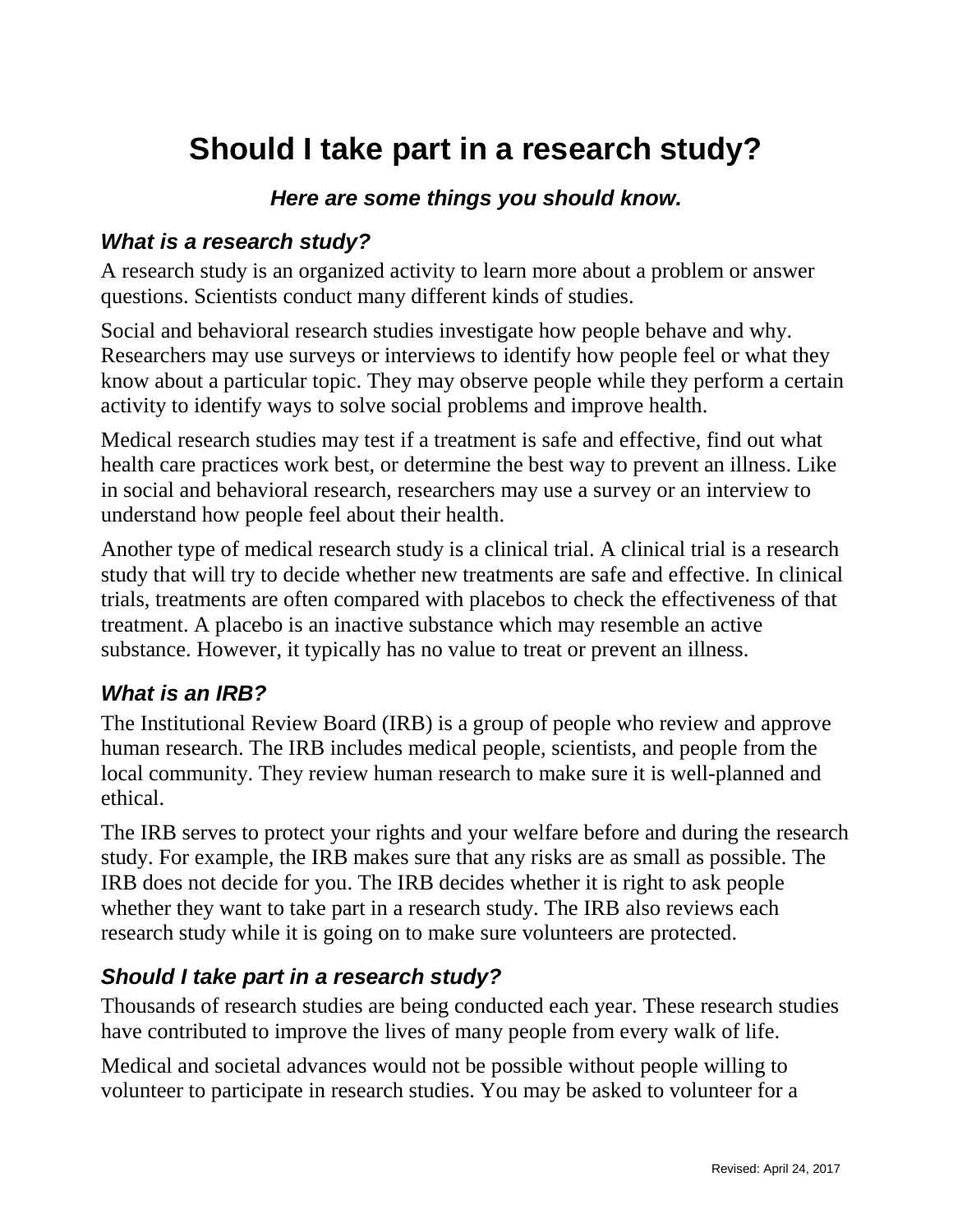# Should I take part in a research study?

***Here are some things you should know.***

## *What is a research study?*

A research study is an organized activity to learn more about a problem or answer questions. Scientists conduct many different kinds of studies.

Social and behavioral research studies investigate how people behave and why. Researchers may use surveys or interviews to identify how people feel or what they know about a particular topic. They may observe people while they perform a certain activity to identify ways to solve social problems and improve health.

Medical research studies may test if a treatment is safe and effective, find out what health care practices work best, or determine the best way to prevent an illness. Like in social and behavioral research, researchers may use a survey or an interview to understand how people feel about their health.

Another type of medical research study is a clinical trial. A clinical trial is a research study that will try to decide whether new treatments are safe and effective. In clinical trials, treatments are often compared with placebos to check the effectiveness of that treatment. A placebo is an inactive substance which may resemble an active substance. However, it typically has no value to treat or prevent an illness.

## *What is an IRB?*

The Institutional Review Board (IRB) is a group of people who review and approve human research. The IRB includes medical people, scientists, and people from the local community. They review human research to make sure it is well-planned and ethical.

The IRB serves to protect your rights and your welfare before and during the research study. For example, the IRB makes sure that any risks are as small as possible. The IRB does not decide for you. The IRB decides whether it is right to ask people whether they want to take part in a research study. The IRB also reviews each research study while it is going on to make sure volunteers are protected.

## *Should I take part in a research study?*

Thousands of research studies are being conducted each year. These research studies have contributed to improve the lives of many people from every walk of life.

Medical and societal advances would not be possible without people willing to volunteer to participate in research studies. You may be asked to volunteer for a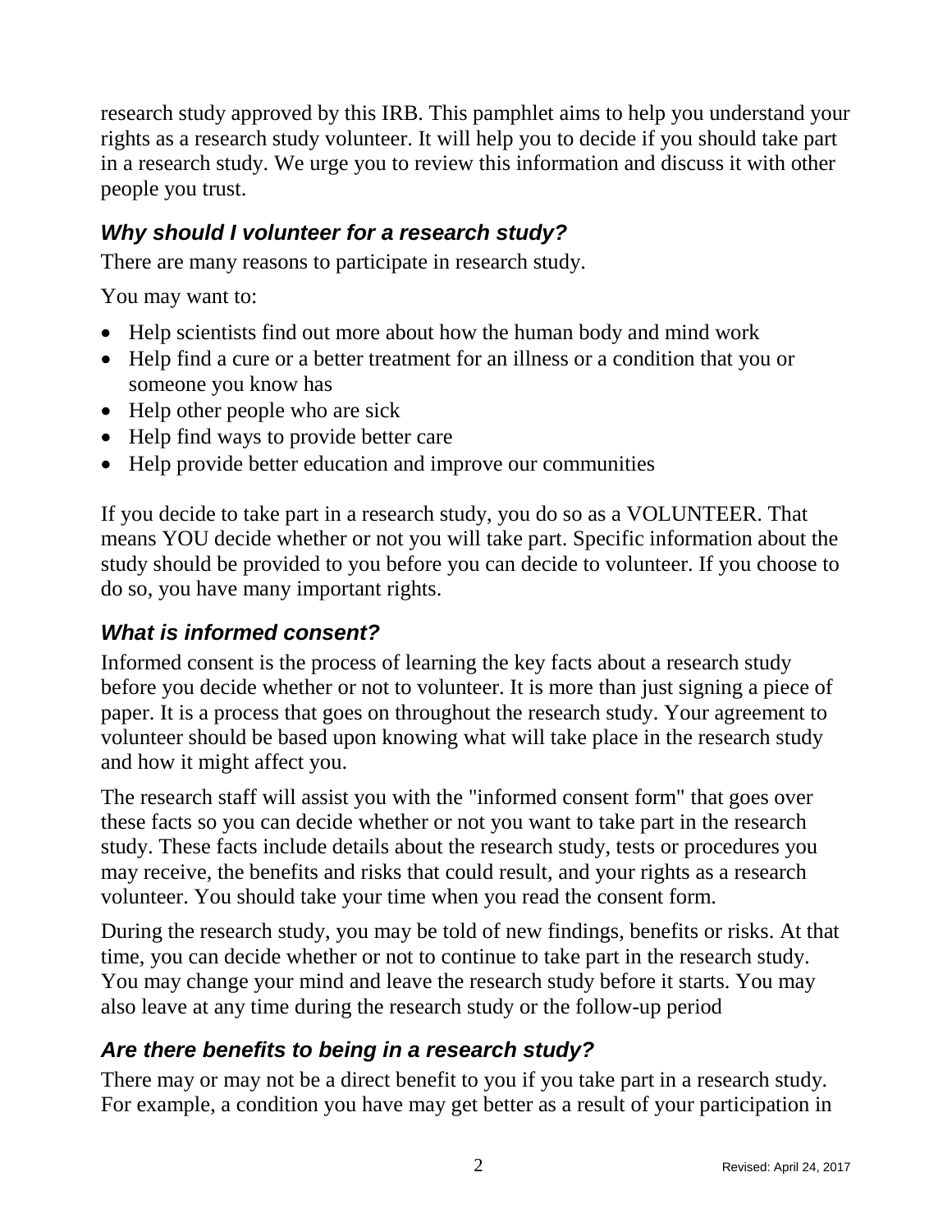research study approved by this IRB. This pamphlet aims to help you understand your rights as a research study volunteer. It will help you to decide if you should take part in a research study. We urge you to review this information and discuss it with other people you trust.

### *Why should I volunteer for a research study?*

There are many reasons to participate in research study.

You may want to:

- Help scientists find out more about how the human body and mind work
- Help find a cure or a better treatment for an illness or a condition that you or someone you know has
- Help other people who are sick
- Help find ways to provide better care
- Help provide better education and improve our communities

If you decide to take part in a research study, you do so as a VOLUNTEER. That means YOU decide whether or not you will take part. Specific information about the study should be provided to you before you can decide to volunteer. If you choose to do so, you have many important rights.

### *What is informed consent?*

Informed consent is the process of learning the key facts about a research study before you decide whether or not to volunteer. It is more than just signing a piece of paper. It is a process that goes on throughout the research study. Your agreement to volunteer should be based upon knowing what will take place in the research study and how it might affect you.

The research staff will assist you with the "informed consent form" that goes over these facts so you can decide whether or not you want to take part in the research study. These facts include details about the research study, tests or procedures you may receive, the benefits and risks that could result, and your rights as a research volunteer. You should take your time when you read the consent form.

During the research study, you may be told of new findings, benefits or risks. At that time, you can decide whether or not to continue to take part in the research study. You may change your mind and leave the research study before it starts. You may also leave at any time during the research study or the follow-up period

### *Are there benefits to being in a research study?*

There may or may not be a direct benefit to you if you take part in a research study. For example, a condition you have may get better as a result of your participation in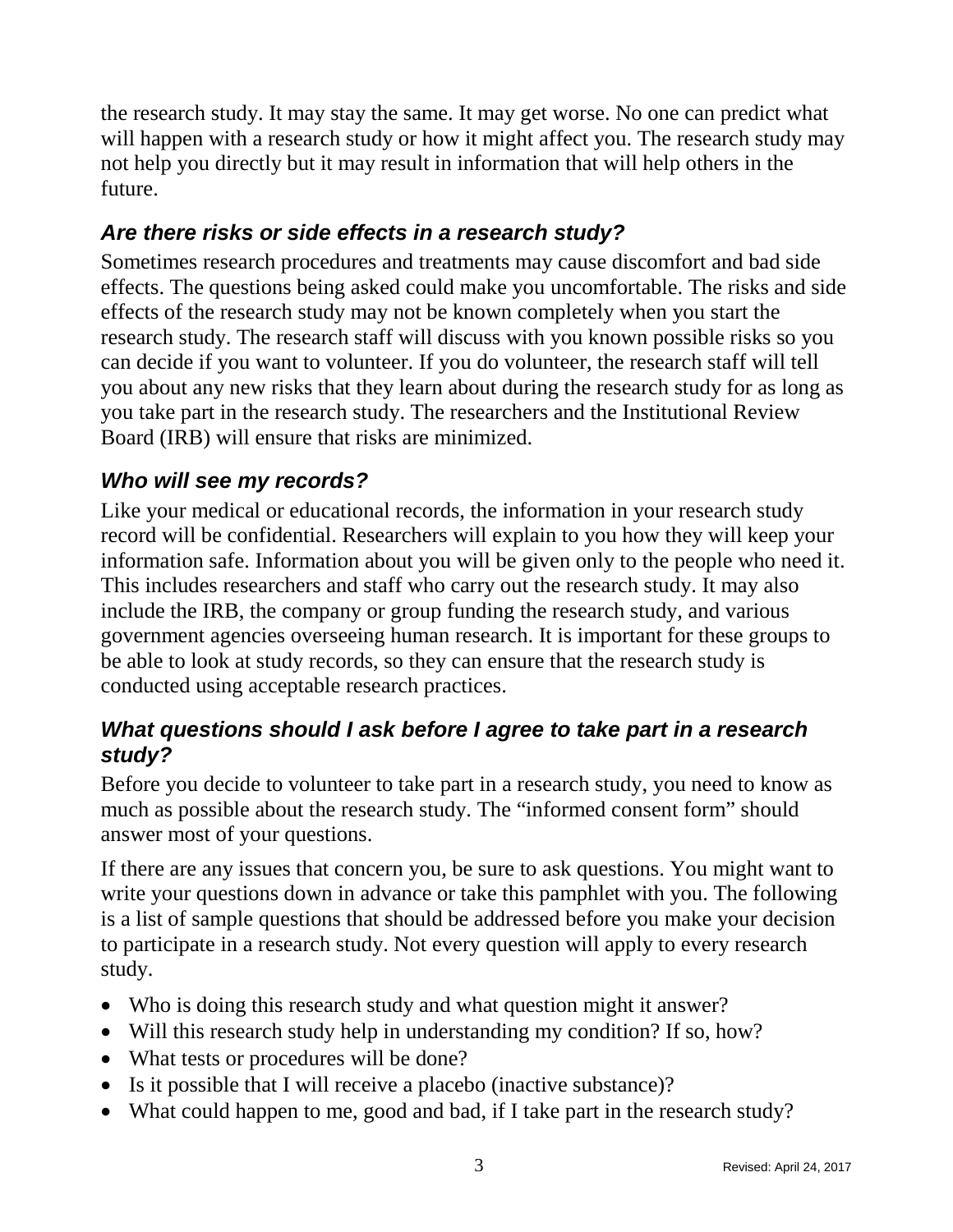the research study. It may stay the same. It may get worse. No one can predict what will happen with a research study or how it might affect you. The research study may not help you directly but it may result in information that will help others in the future.

### *Are there risks or side effects in a research study?*

Sometimes research procedures and treatments may cause discomfort and bad side effects. The questions being asked could make you uncomfortable. The risks and side effects of the research study may not be known completely when you start the research study. The research staff will discuss with you known possible risks so you can decide if you want to volunteer. If you do volunteer, the research staff will tell you about any new risks that they learn about during the research study for as long as you take part in the research study. The researchers and the Institutional Review Board (IRB) will ensure that risks are minimized.

### *Who will see my records?*

Like your medical or educational records, the information in your research study record will be confidential. Researchers will explain to you how they will keep your information safe. Information about you will be given only to the people who need it. This includes researchers and staff who carry out the research study. It may also include the IRB, the company or group funding the research study, and various government agencies overseeing human research. It is important for these groups to be able to look at study records, so they can ensure that the research study is conducted using acceptable research practices.

### *What questions should I ask before I agree to take part in a research study?*

Before you decide to volunteer to take part in a research study, you need to know as much as possible about the research study. The "informed consent form" should answer most of your questions.

If there are any issues that concern you, be sure to ask questions. You might want to write your questions down in advance or take this pamphlet with you. The following is a list of sample questions that should be addressed before you make your decision to participate in a research study. Not every question will apply to every research study.

- Who is doing this research study and what question might it answer?
- Will this research study help in understanding my condition? If so, how?
- What tests or procedures will be done?
- Is it possible that I will receive a placebo (inactive substance)?
- What could happen to me, good and bad, if I take part in the research study?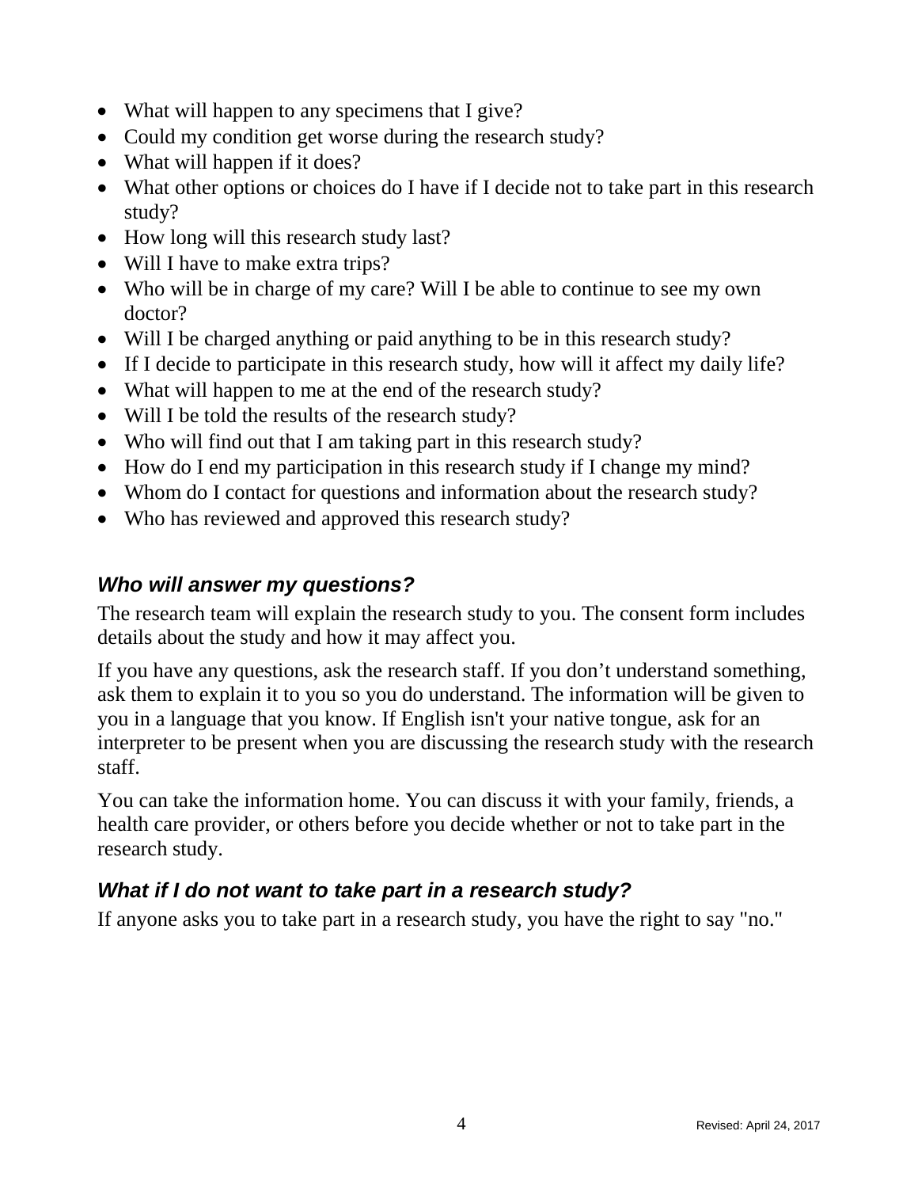- What will happen to any specimens that I give?
- Could my condition get worse during the research study?
- What will happen if it does?
- What other options or choices do I have if I decide not to take part in this research study?
- How long will this research study last?
- Will I have to make extra trips?
- Who will be in charge of my care? Will I be able to continue to see my own doctor?
- Will I be charged anything or paid anything to be in this research study?
- If I decide to participate in this research study, how will it affect my daily life?
- What will happen to me at the end of the research study?
- Will I be told the results of the research study?
- Who will find out that I am taking part in this research study?
- How do I end my participation in this research study if I change my mind?
- Whom do I contact for questions and information about the research study?
- Who has reviewed and approved this research study?

### *Who will answer my questions?*

The research team will explain the research study to you. The consent form includes details about the study and how it may affect you.

If you have any questions, ask the research staff. If you don't understand something, ask them to explain it to you so you do understand. The information will be given to you in a language that you know. If English isn't your native tongue, ask for an interpreter to be present when you are discussing the research study with the research staff.

You can take the information home. You can discuss it with your family, friends, a health care provider, or others before you decide whether or not to take part in the research study.

### *What if I do not want to take part in a research study?*

If anyone asks you to take part in a research study, you have the right to say "no."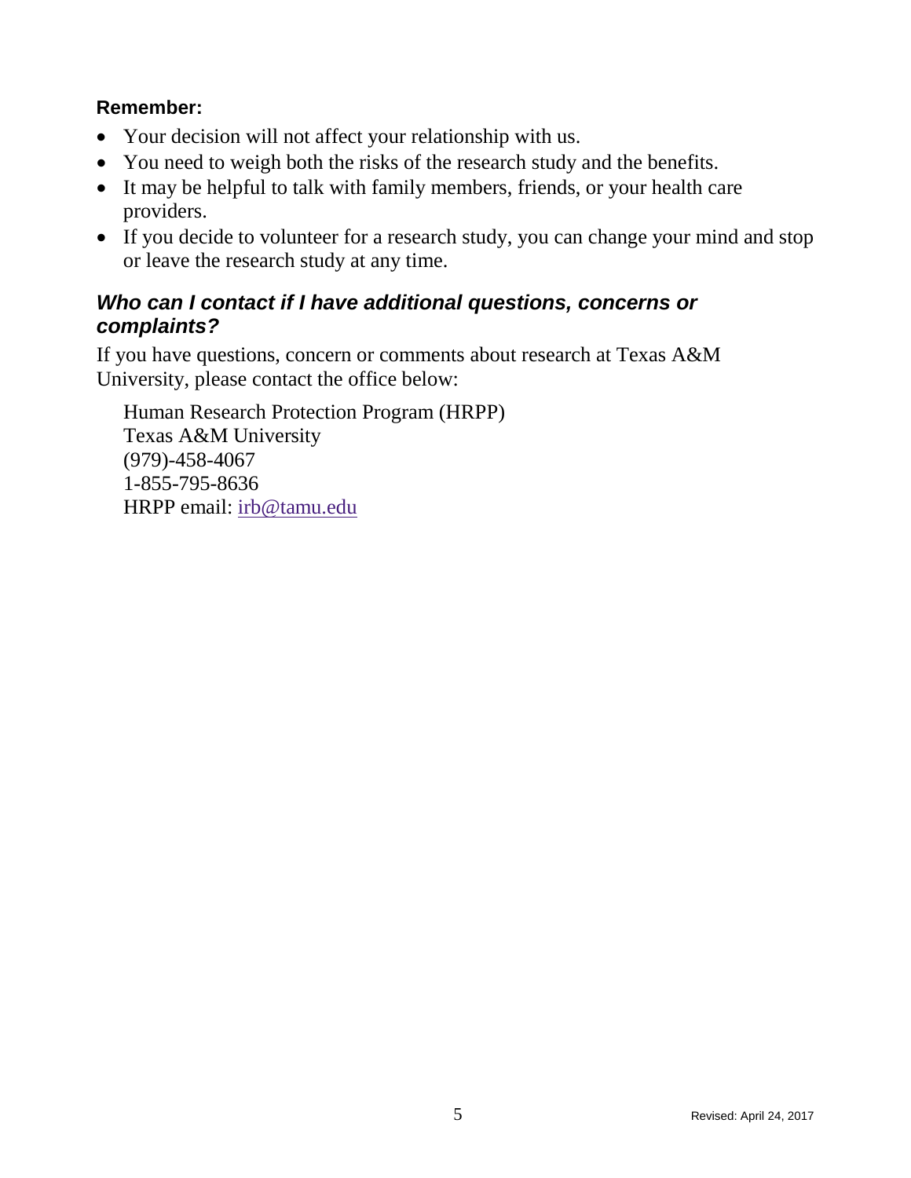**Remember:**

- Your decision will not affect your relationship with us.
- You need to weigh both the risks of the research study and the benefits.
- It may be helpful to talk with family members, friends, or your health care providers.
- If you decide to volunteer for a research study, you can change your mind and stop or leave the research study at any time.

### *Who can I contact if I have additional questions, concerns or complaints?*

If you have questions, concern or comments about research at Texas A&M University, please contact the office below:

Human Research Protection Program (HRPP)
Texas A&M University
(979)-458-4067
1-855-795-8636
HRPP email: irb@tamu.edu